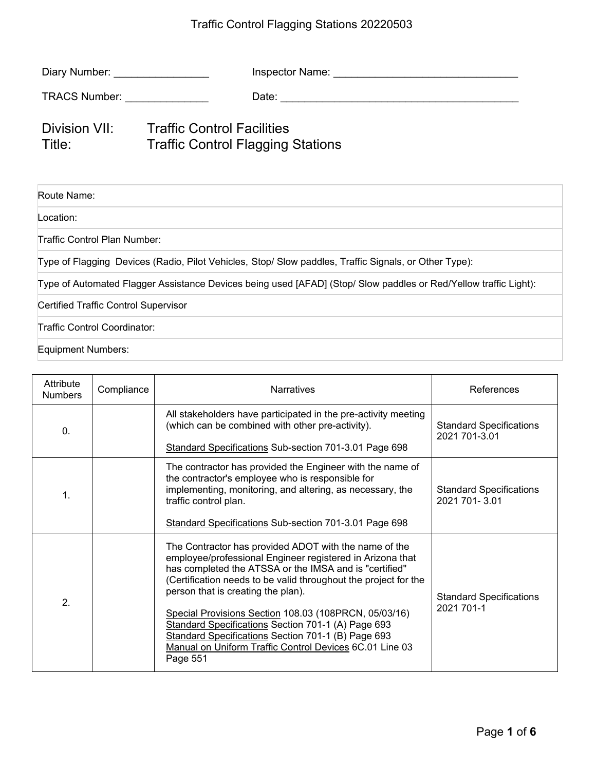# Traffic Control Flagging Stations 20220503

Diary Number: ________________ Inspector Name: _______________________________

TRACS Number: ______________ Date: ________________________________________

## Division VII: Traffic Control Facilities
## Title: Traffic Control Flagging Stations

| |
|---|
| Route Name: |
| Location: |
| Traffic Control Plan Number: |
| Type of Flagging Devices (Radio, Pilot Vehicles, Stop/ Slow paddles, Traffic Signals, or Other Type): |
| Type of Automated Flagger Assistance Devices being used [AFAD] (Stop/ Slow paddles or Red/Yellow traffic Light): |
| Certified Traffic Control Supervisor |
| Traffic Control Coordinator: |
| Equipment Numbers: |

| Attribute Numbers | Compliance | Narratives | References |
|---|---|---|---|
| 0. | | All stakeholders have participated in the pre-activity meeting (which can be combined with other pre-activity).<br><br>Standard Specifications Sub-section 701-3.01 Page 698 | Standard Specifications 2021 701-3.01 |
| 1. | | The contractor has provided the Engineer with the name of the contractor's employee who is responsible for implementing, monitoring, and altering, as necessary, the traffic control plan.<br><br>Standard Specifications Sub-section 701-3.01 Page 698 | Standard Specifications 2021 701- 3.01 |
| 2. | | The Contractor has provided ADOT with the name of the employee/professional Engineer registered in Arizona that has completed the ATSSA or the IMSA and is "certified" (Certification needs to be valid throughout the project for the person that is creating the plan).<br><br>Special Provisions Section 108.03 (108PRCN, 05/03/16)<br>Standard Specifications Section 701-1 (A) Page 693<br>Standard Specifications Section 701-1 (B) Page 693<br>Manual on Uniform Traffic Control Devices 6C.01 Line 03 Page 551 | Standard Specifications 2021 701-1 |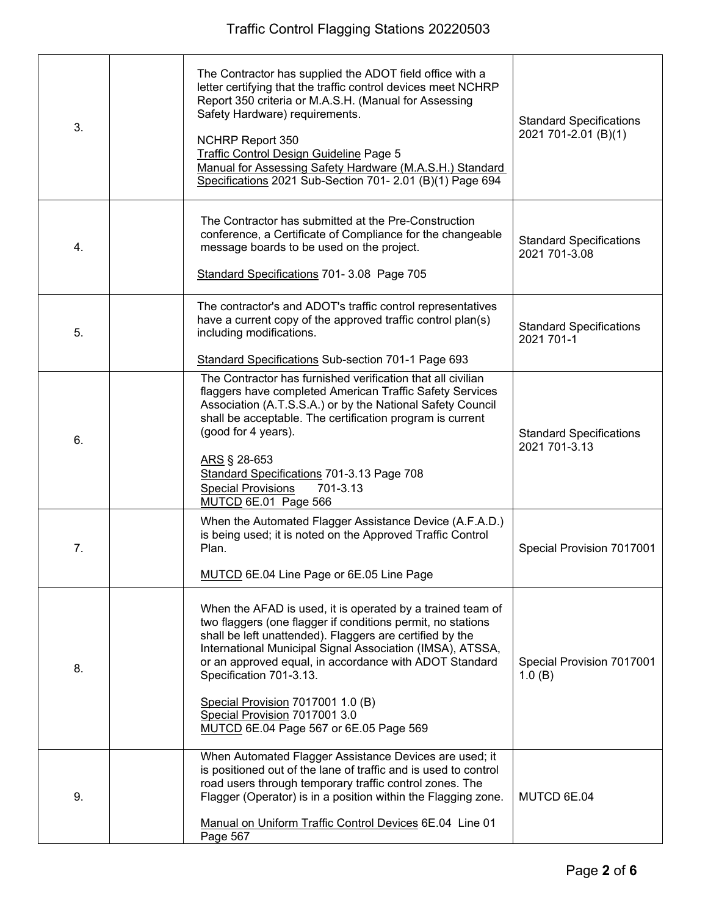| | | | |
|---|---|---|---|
| 3. | | The Contractor has supplied the ADOT field office with a letter certifying that the traffic control devices meet NCHRP Report 350 criteria or M.A.S.H. (Manual for Assessing Safety Hardware) requirements.<br><br>NCHRP Report 350<br>Traffic Control Design Guideline Page 5<br>Manual for Assessing Safety Hardware (M.A.S.H.) Standard Specifications 2021 Sub-Section 701- 2.01 (B)(1) Page 694 | Standard Specifications 2021 701-2.01 (B)(1) |
| 4. | | The Contractor has submitted at the Pre-Construction conference, a Certificate of Compliance for the changeable message boards to be used on the project.<br><br>Standard Specifications 701- 3.08 Page 705 | Standard Specifications 2021 701-3.08 |
| 5. | | The contractor's and ADOT's traffic control representatives have a current copy of the approved traffic control plan(s) including modifications.<br><br>Standard Specifications Sub-section 701-1 Page 693 | Standard Specifications 2021 701-1 |
| 6. | | The Contractor has furnished verification that all civilian flaggers have completed American Traffic Safety Services Association (A.T.S.S.A.) or by the National Safety Council shall be acceptable. The certification program is current (good for 4 years).<br><br>ARS § 28-653<br>Standard Specifications 701-3.13 Page 708<br>Special Provisions 701-3.13<br>MUTCD 6E.01 Page 566 | Standard Specifications 2021 701-3.13 |
| 7. | | When the Automated Flagger Assistance Device (A.F.A.D.) is being used; it is noted on the Approved Traffic Control Plan.<br><br>MUTCD 6E.04 Line Page or 6E.05 Line Page | Special Provision 7017001 |
| 8. | | When the AFAD is used, it is operated by a trained team of two flaggers (one flagger if conditions permit, no stations shall be left unattended). Flaggers are certified by the International Municipal Signal Association (IMSA), ATSSA, or an approved equal, in accordance with ADOT Standard Specification 701-3.13.<br><br>Special Provision 7017001 1.0 (B)<br>Special Provision 7017001 3.0<br>MUTCD 6E.04 Page 567 or 6E.05 Page 569 | Special Provision 7017001 1.0 (B) |
| 9. | | When Automated Flagger Assistance Devices are used; it is positioned out of the lane of traffic and is used to control road users through temporary traffic control zones. The Flagger (Operator) is in a position within the Flagging zone.<br><br>Manual on Uniform Traffic Control Devices 6E.04 Line 01 Page 567 | MUTCD 6E.04 |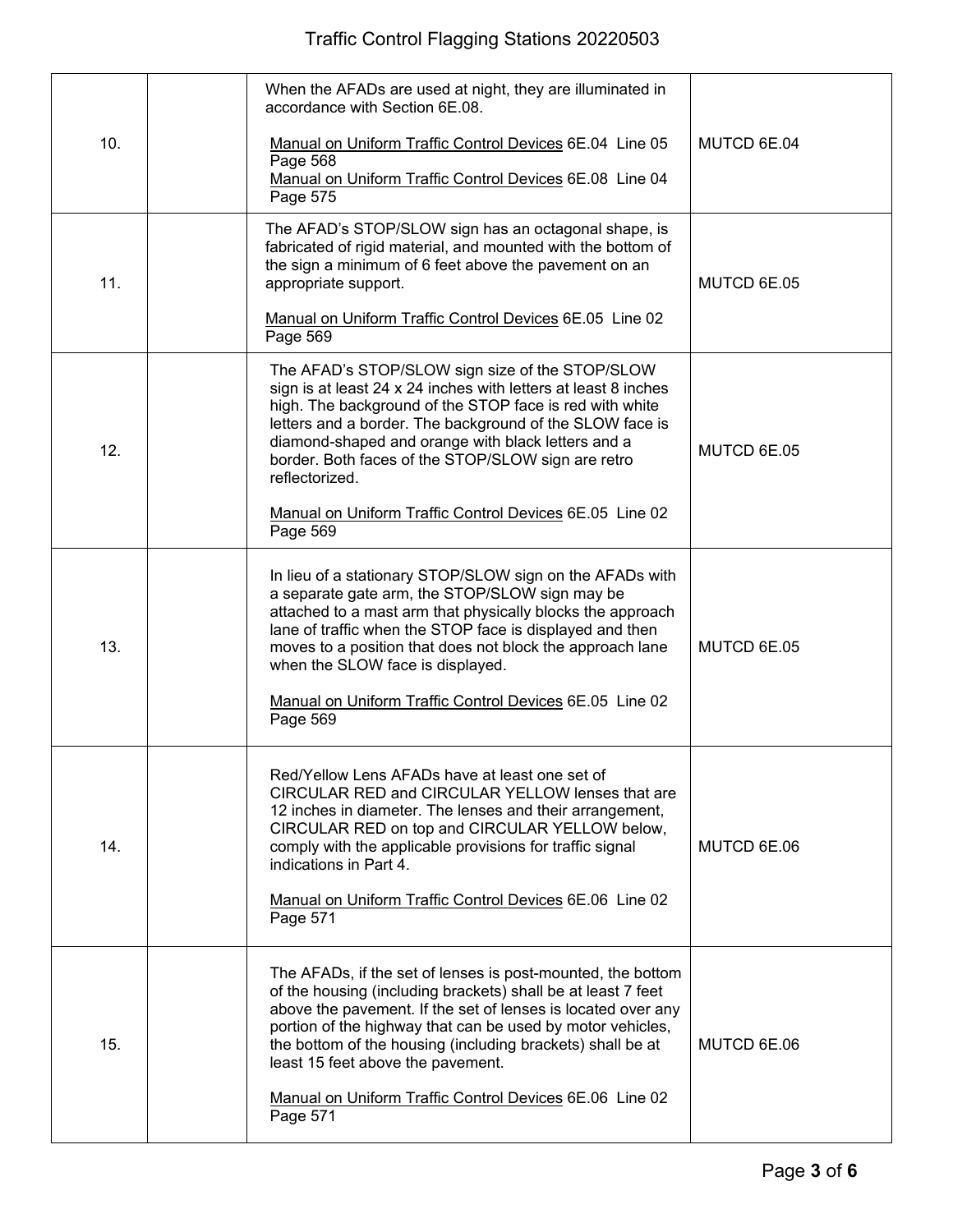| | | | |
|---|---|---|---|
| 10. | | When the AFADs are used at night, they are illuminated in accordance with Section 6E.08.<br><br>Manual on Uniform Traffic Control Devices 6E.04 Line 05 Page 568<br>Manual on Uniform Traffic Control Devices 6E.08 Line 04 Page 575 | MUTCD 6E.04 |
| 11. | | The AFAD's STOP/SLOW sign has an octagonal shape, is fabricated of rigid material, and mounted with the bottom of the sign a minimum of 6 feet above the pavement on an appropriate support.<br><br>Manual on Uniform Traffic Control Devices 6E.05 Line 02 Page 569 | MUTCD 6E.05 |
| 12. | | The AFAD's STOP/SLOW sign size of the STOP/SLOW sign is at least 24 x 24 inches with letters at least 8 inches high. The background of the STOP face is red with white letters and a border. The background of the SLOW face is diamond-shaped and orange with black letters and a border. Both faces of the STOP/SLOW sign are retro reflectorized.<br><br>Manual on Uniform Traffic Control Devices 6E.05 Line 02 Page 569 | MUTCD 6E.05 |
| 13. | | In lieu of a stationary STOP/SLOW sign on the AFADs with a separate gate arm, the STOP/SLOW sign may be attached to a mast arm that physically blocks the approach lane of traffic when the STOP face is displayed and then moves to a position that does not block the approach lane when the SLOW face is displayed.<br><br>Manual on Uniform Traffic Control Devices 6E.05 Line 02 Page 569 | MUTCD 6E.05 |
| 14. | | Red/Yellow Lens AFADs have at least one set of CIRCULAR RED and CIRCULAR YELLOW lenses that are 12 inches in diameter. The lenses and their arrangement, CIRCULAR RED on top and CIRCULAR YELLOW below, comply with the applicable provisions for traffic signal indications in Part 4.<br><br>Manual on Uniform Traffic Control Devices 6E.06 Line 02 Page 571 | MUTCD 6E.06 |
| 15. | | The AFADs, if the set of lenses is post-mounted, the bottom of the housing (including brackets) shall be at least 7 feet above the pavement. If the set of lenses is located over any portion of the highway that can be used by motor vehicles, the bottom of the housing (including brackets) shall be at least 15 feet above the pavement.<br><br>Manual on Uniform Traffic Control Devices 6E.06 Line 02 Page 571 | MUTCD 6E.06 |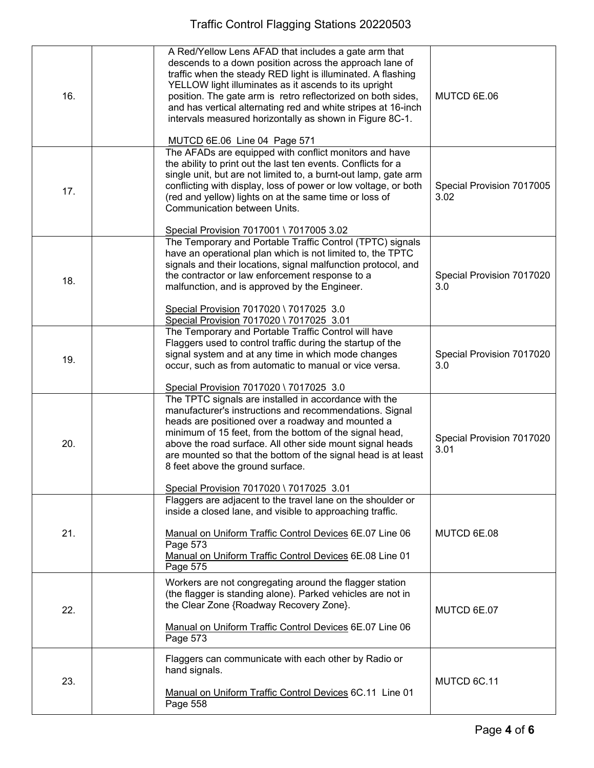| | | | |
|---|---|---|---|
| 16. | | A Red/Yellow Lens AFAD that includes a gate arm that descends to a down position across the approach lane of traffic when the steady RED light is illuminated. A flashing YELLOW light illuminates as it ascends to its upright position. The gate arm is retro reflectorized on both sides, and has vertical alternating red and white stripes at 16-inch intervals measured horizontally as shown in Figure 8C-1.<br><br><u>MUTCD</u> 6E.06 Line 04 Page 571 | MUTCD 6E.06 |
| 17. | | The AFADs are equipped with conflict monitors and have the ability to print out the last ten events. Conflicts for a single unit, but are not limited to, a burnt-out lamp, gate arm conflicting with display, loss of power or low voltage, or both (red and yellow) lights on at the same time or loss of Communication between Units.<br><br><u>Special Provision</u> 7017001 \ 7017005 3.02 | Special Provision 7017005 3.02 |
| 18. | | The Temporary and Portable Traffic Control (TPTC) signals have an operational plan which is not limited to, the TPTC signals and their locations, signal malfunction protocol, and the contractor or law enforcement response to a malfunction, and is approved by the Engineer.<br><br><u>Special Provision</u> 7017020 \ 7017025 3.0<br><u>Special Provision</u> 7017020 \ 7017025 3.01 | Special Provision 7017020 3.0 |
| 19. | | The Temporary and Portable Traffic Control will have Flaggers used to control traffic during the startup of the signal system and at any time in which mode changes occur, such as from automatic to manual or vice versa.<br><br><u>Special Provision</u> 7017020 \ 7017025 3.0 | Special Provision 7017020 3.0 |
| 20. | | The TPTC signals are installed in accordance with the manufacturer's instructions and recommendations. Signal heads are positioned over a roadway and mounted a minimum of 15 feet, from the bottom of the signal head, above the road surface. All other side mount signal heads are mounted so that the bottom of the signal head is at least 8 feet above the ground surface.<br><br><u>Special Provision</u> 7017020 \ 7017025 3.01 | Special Provision 7017020 3.01 |
| 21. | | Flaggers are adjacent to the travel lane on the shoulder or inside a closed lane, and visible to approaching traffic.<br><br><u>Manual on Uniform Traffic Control Devices</u> 6E.07 Line 06 Page 573<br><u>Manual on Uniform Traffic Control Devices</u> 6E.08 Line 01 Page 575 | MUTCD 6E.08 |
| 22. | | Workers are not congregating around the flagger station (the flagger is standing alone). Parked vehicles are not in the Clear Zone {Roadway Recovery Zone}.<br><br><u>Manual on Uniform Traffic Control Devices</u> 6E.07 Line 06 Page 573 | MUTCD 6E.07 |
| 23. | | Flaggers can communicate with each other by Radio or hand signals.<br><br><u>Manual on Uniform Traffic Control Devices</u> 6C.11 Line 01 Page 558 | MUTCD 6C.11 |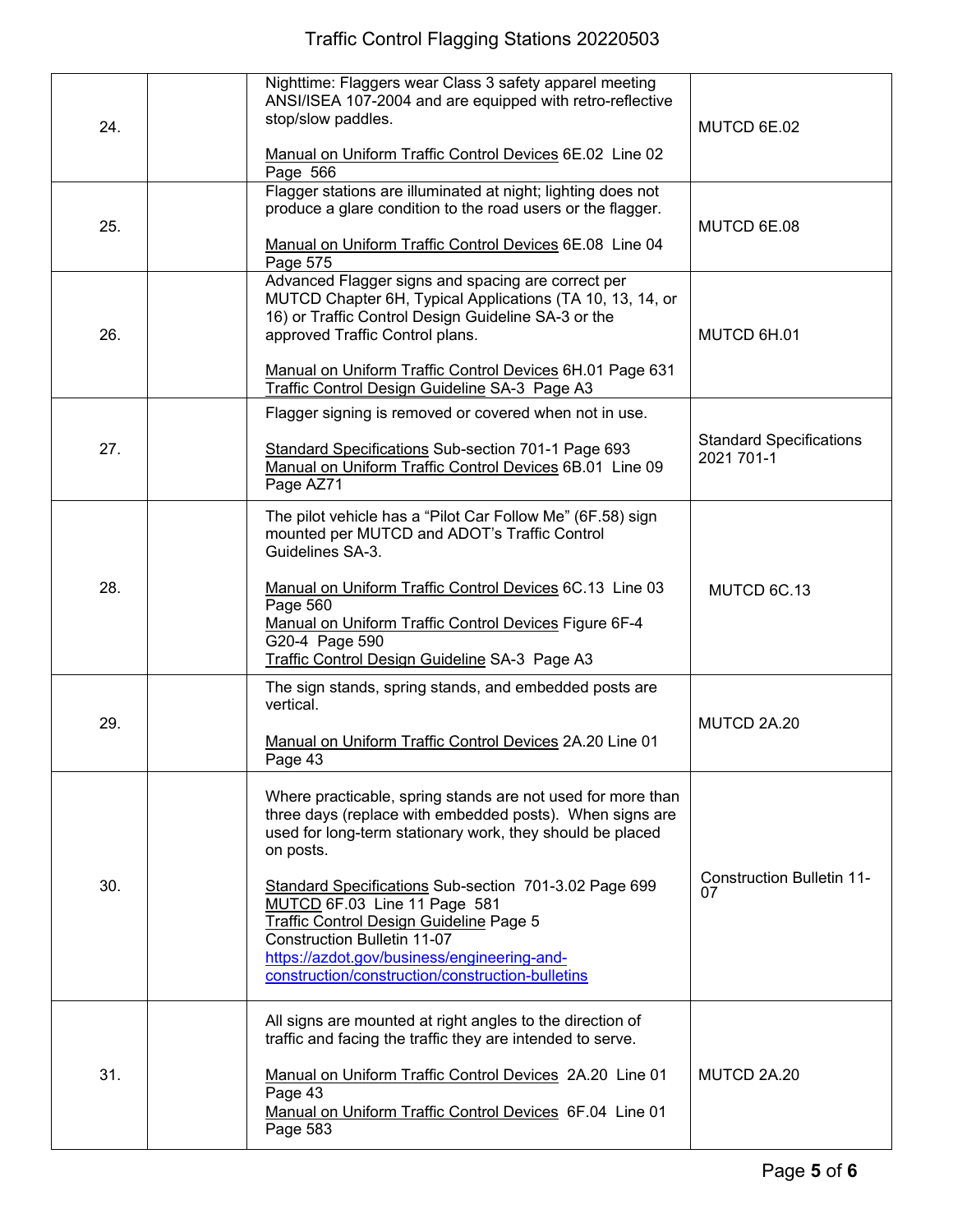| | | | |
|---|---|---|---|
| 24. | | Nighttime: Flaggers wear Class 3 safety apparel meeting ANSI/ISEA 107-2004 and are equipped with retro-reflective stop/slow paddles.<br><br>Manual on Uniform Traffic Control Devices 6E.02 Line 02 Page 566 | MUTCD 6E.02 |
| 25. | | Flagger stations are illuminated at night; lighting does not produce a glare condition to the road users or the flagger.<br><br>Manual on Uniform Traffic Control Devices 6E.08 Line 04 Page 575 | MUTCD 6E.08 |
| 26. | | Advanced Flagger signs and spacing are correct per MUTCD Chapter 6H, Typical Applications (TA 10, 13, 14, or 16) or Traffic Control Design Guideline SA-3 or the approved Traffic Control plans.<br><br>Manual on Uniform Traffic Control Devices 6H.01 Page 631<br>Traffic Control Design Guideline SA-3 Page A3 | MUTCD 6H.01 |
| 27. | | Flagger signing is removed or covered when not in use.<br><br>Standard Specifications Sub-section 701-1 Page 693<br>Manual on Uniform Traffic Control Devices 6B.01 Line 09 Page AZ71 | Standard Specifications 2021 701-1 |
| 28. | | The pilot vehicle has a "Pilot Car Follow Me" (6F.58) sign mounted per MUTCD and ADOT's Traffic Control Guidelines SA-3.<br><br>Manual on Uniform Traffic Control Devices 6C.13 Line 03 Page 560<br>Manual on Uniform Traffic Control Devices Figure 6F-4 G20-4 Page 590<br>Traffic Control Design Guideline SA-3 Page A3 | MUTCD 6C.13 |
| 29. | | The sign stands, spring stands, and embedded posts are vertical.<br><br>Manual on Uniform Traffic Control Devices 2A.20 Line 01 Page 43 | MUTCD 2A.20 |
| 30. | | Where practicable, spring stands are not used for more than three days (replace with embedded posts). When signs are used for long-term stationary work, they should be placed on posts.<br><br>Standard Specifications Sub-section 701-3.02 Page 699<br>MUTCD 6F.03 Line 11 Page 581<br>Traffic Control Design Guideline Page 5<br>Construction Bulletin 11-07<br>https://azdot.gov/business/engineering-and-construction/construction/construction-bulletins | Construction Bulletin 11-07 |
| 31. | | All signs are mounted at right angles to the direction of traffic and facing the traffic they are intended to serve.<br><br>Manual on Uniform Traffic Control Devices 2A.20 Line 01 Page 43<br>Manual on Uniform Traffic Control Devices 6F.04 Line 01 Page 583 | MUTCD 2A.20 |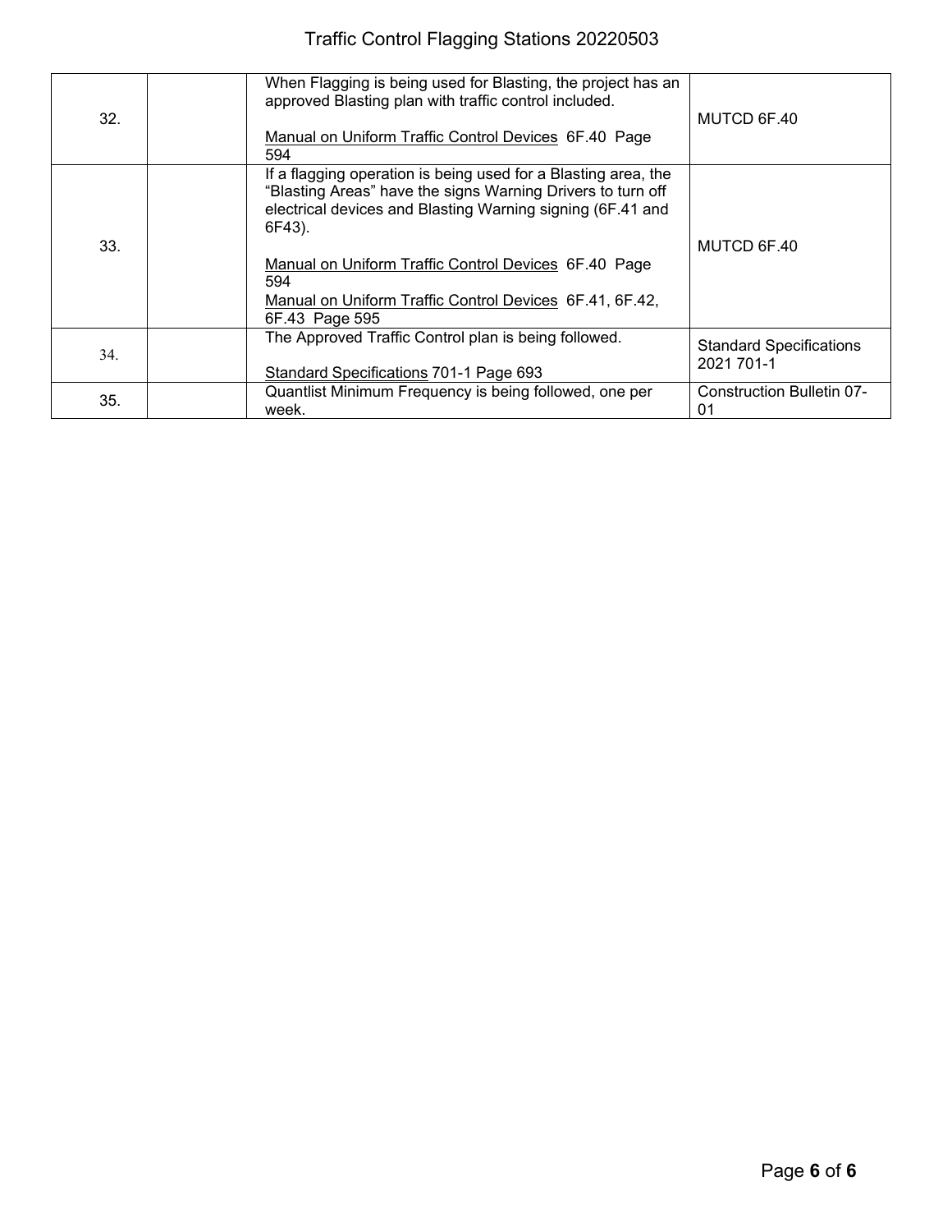| | | | |
|---|---|---|---|
| 32. | | When Flagging is being used for Blasting, the project has an approved Blasting plan with traffic control included.<br><br>Manual on Uniform Traffic Control Devices 6F.40 Page 594 | MUTCD 6F.40 |
| 33. | | If a flagging operation is being used for a Blasting area, the "Blasting Areas" have the signs Warning Drivers to turn off electrical devices and Blasting Warning signing (6F.41 and 6F43).<br><br>Manual on Uniform Traffic Control Devices 6F.40 Page 594<br>Manual on Uniform Traffic Control Devices 6F.41, 6F.42, 6F.43 Page 595 | MUTCD 6F.40 |
| 34. | | The Approved Traffic Control plan is being followed.<br><br>Standard Specifications 701-1 Page 693 | Standard Specifications 2021 701-1 |
| 35. | | Quantlist Minimum Frequency is being followed, one per week. | Construction Bulletin 07-01 |